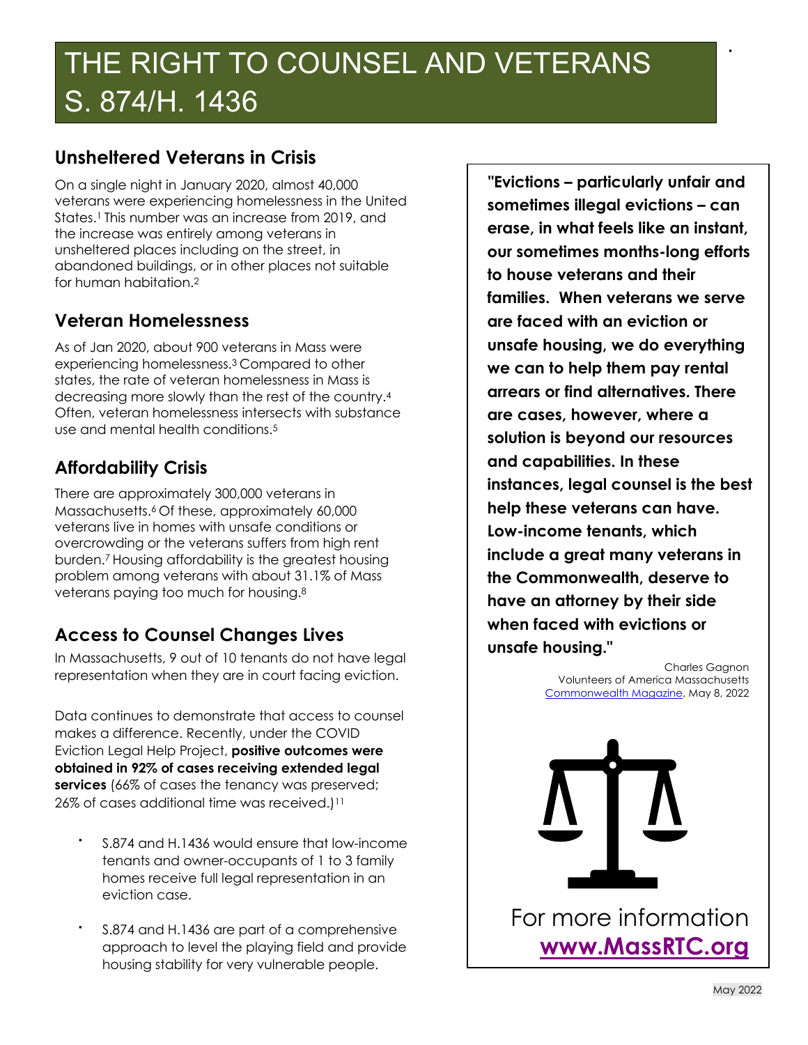# THE RIGHT TO COUNSEL AND VETERANS S. 874/H. 1436

## Unsheltered Veterans in Crisis

On a single night in January 2020, almost 40,000 veterans were experiencing homelessness in the United States.[1] This number was an increase from 2019, and the increase was entirely among veterans in unsheltered places including on the street, in abandoned buildings, or in other places not suitable for human habitation.[2]

## Veteran Homelessness

As of Jan 2020, about 900 veterans in Mass were experiencing homelessness.[3] Compared to other states, the rate of veteran homelessness in Mass is decreasing more slowly than the rest of the country.[4] Often, veteran homelessness intersects with substance use and mental health conditions.[5]

## Affordability Crisis

There are approximately 300,000 veterans in Massachusetts.[6] Of these, approximately 60,000 veterans live in homes with unsafe conditions or overcrowding or the veterans suffers from high rent burden.[7] Housing affordability is the greatest housing problem among veterans with about 31.1% of Mass veterans paying too much for housing.[8]

## Access to Counsel Changes Lives

In Massachusetts, 9 out of 10 tenants do not have legal representation when they are in court facing eviction.

Data continues to demonstrate that access to counsel makes a difference. Recently, under the COVID Eviction Legal Help Project, **positive outcomes were obtained in 92% of cases receiving extended legal services** (66% of cases the tenancy was preserved; 26% of cases additional time was received.)[11]

- S.874 and H.1436 would ensure that low-income tenants and owner-occupants of 1 to 3 family homes receive full legal representation in an eviction case.
- S.874 and H.1436 are part of a comprehensive approach to level the playing field and provide housing stability for very vulnerable people.

**"Evictions – particularly unfair and sometimes illegal evictions – can erase, in what feels like an instant, our sometimes months-long efforts to house veterans and their families. When veterans we serve are faced with an eviction or unsafe housing, we do everything we can to help them pay rental arrears or find alternatives. There are cases, however, where a solution is beyond our resources and capabilities. In these instances, legal counsel is the best help these veterans can have. Low-income tenants, which include a great many veterans in the Commonwealth, deserve to have an attorney by their side when faced with evictions or unsafe housing."**

Charles Gagnon
Volunteers of America Massachusetts
Commonwealth Magazine, May 8, 2022

For more information **www.MassRTC.org**

May 2022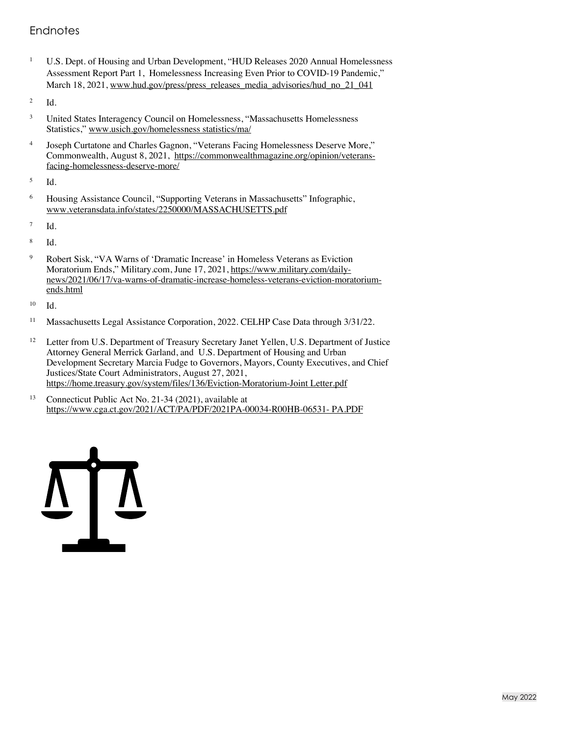## Endnotes

1. U.S. Dept. of Housing and Urban Development, "HUD Releases 2020 Annual Homelessness Assessment Report Part 1, Homelessness Increasing Even Prior to COVID-19 Pandemic," March 18, 2021, www.hud.gov/press/press_releases_media_advisories/hud_no_21_041

2. Id.

3. United States Interagency Council on Homelessness, "Massachusetts Homelessness Statistics," www.usich.gov/homelessness statistics/ma/

4. Joseph Curtatone and Charles Gagnon, "Veterans Facing Homelessness Deserve More," Commonwealth, August 8, 2021, https://commonwealthmagazine.org/opinion/veterans-facing-homelessness-deserve-more/

5. Id.

6. Housing Assistance Council, "Supporting Veterans in Massachusetts" Infographic, www.veteransdata.info/states/2250000/MASSACHUSETTS.pdf

7. Id.

8. Id.

9. Robert Sisk, "VA Warns of 'Dramatic Increase' in Homeless Veterans as Eviction Moratorium Ends," Military.com, June 17, 2021, https://www.military.com/daily-news/2021/06/17/va-warns-of-dramatic-increase-homeless-veterans-eviction-moratorium-ends.html

10. Id.

11. Massachusetts Legal Assistance Corporation, 2022. CELHP Case Data through 3/31/22.

12. Letter from U.S. Department of Treasury Secretary Janet Yellen, U.S. Department of Justice Attorney General Merrick Garland, and U.S. Department of Housing and Urban Development Secretary Marcia Fudge to Governors, Mayors, County Executives, and Chief Justices/State Court Administrators, August 27, 2021, https://home.treasury.gov/system/files/136/Eviction-Moratorium-Joint Letter.pdf

13. Connecticut Public Act No. 21-34 (2021), available at https://www.cga.ct.gov/2021/ACT/PA/PDF/2021PA-00034-R00HB-06531- PA.PDF

May 2022